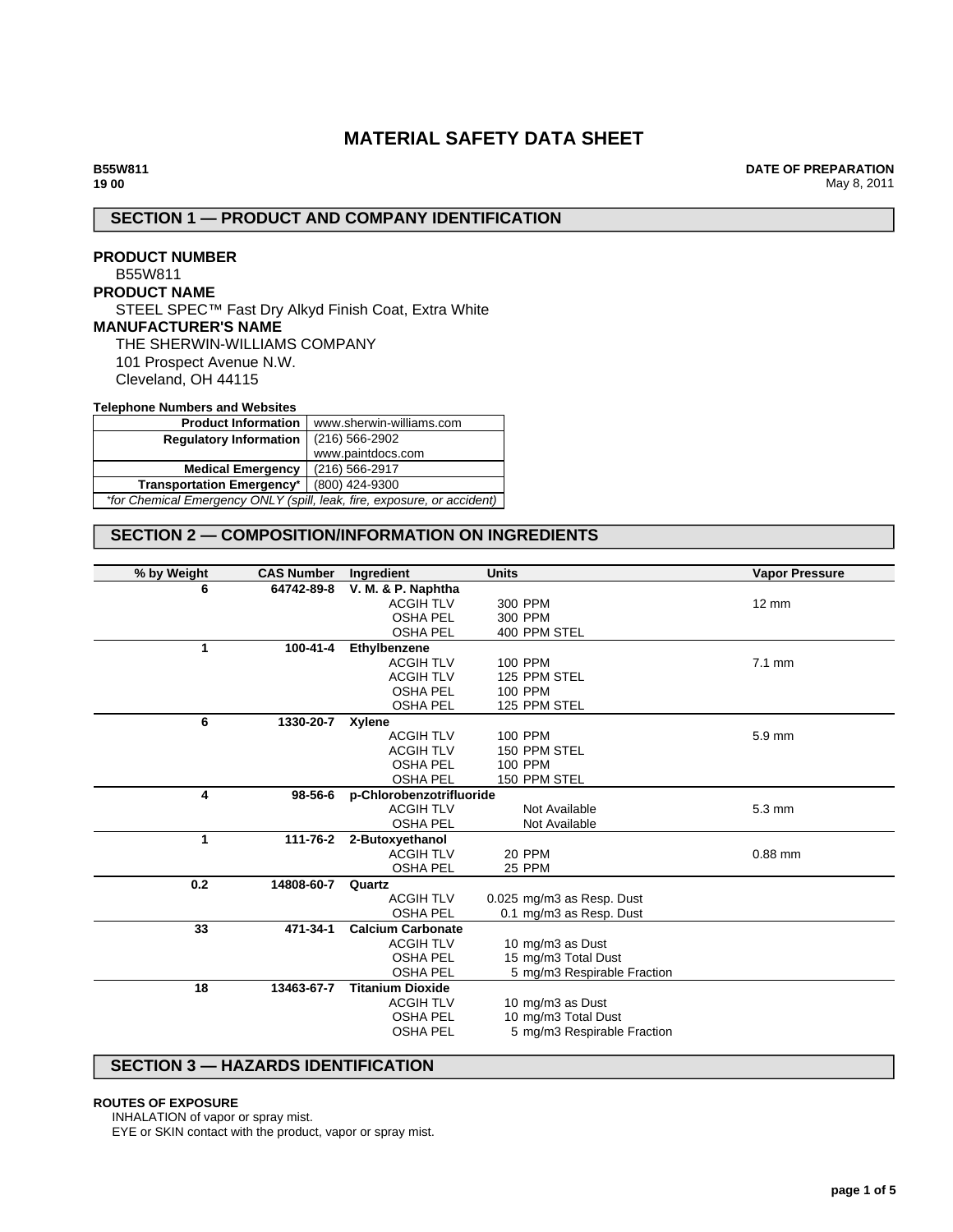# MATERIAL SAFETY DATA SHEET

**B55W811**
**19 00**

**DATE OF PREPARATION**
May 8, 2011

## SECTION 1 — PRODUCT AND COMPANY IDENTIFICATION

**PRODUCT NUMBER**
B55W811

**PRODUCT NAME**
STEEL SPEC™ Fast Dry Alkyd Finish Coat, Extra White

**MANUFACTURER'S NAME**
THE SHERWIN-WILLIAMS COMPANY
101 Prospect Avenue N.W.
Cleveland, OH 44115

**Telephone Numbers and Websites**

| | |
|---|---|
| **Product Information** | www.sherwin-williams.com |
| **Regulatory Information** | (216) 566-2902<br>www.paintdocs.com |
| **Medical Emergency** | (216) 566-2917 |
| **Transportation Emergency*** | (800) 424-9300 |

*\*for Chemical Emergency ONLY (spill, leak, fire, exposure, or accident)*

## SECTION 2 — COMPOSITION/INFORMATION ON INGREDIENTS

| % by Weight | CAS Number | Ingredient | Units | Vapor Pressure |
|---|---|---|---|---|
| 6 | 64742-89-8 | **V. M. & P. Naphtha** | | |
| | | ACGIH TLV | 300 PPM | 12 mm |
| | | OSHA PEL | 300 PPM | |
| | | OSHA PEL | 400 PPM STEL | |
| 1 | 100-41-4 | **Ethylbenzene** | | |
| | | ACGIH TLV | 100 PPM | 7.1 mm |
| | | ACGIH TLV | 125 PPM STEL | |
| | | OSHA PEL | 100 PPM | |
| | | OSHA PEL | 125 PPM STEL | |
| 6 | 1330-20-7 | **Xylene** | | |
| | | ACGIH TLV | 100 PPM | 5.9 mm |
| | | ACGIH TLV | 150 PPM STEL | |
| | | OSHA PEL | 100 PPM | |
| | | OSHA PEL | 150 PPM STEL | |
| 4 | 98-56-6 | **p-Chlorobenzotrifluoride** | | |
| | | ACGIH TLV | Not Available | 5.3 mm |
| | | OSHA PEL | Not Available | |
| 1 | 111-76-2 | **2-Butoxyethanol** | | |
| | | ACGIH TLV | 20 PPM | 0.88 mm |
| | | OSHA PEL | 25 PPM | |
| 0.2 | 14808-60-7 | **Quartz** | | |
| | | ACGIH TLV | 0.025 mg/m3 as Resp. Dust | |
| | | OSHA PEL | 0.1 mg/m3 as Resp. Dust | |
| 33 | 471-34-1 | **Calcium Carbonate** | | |
| | | ACGIH TLV | 10 mg/m3 as Dust | |
| | | OSHA PEL | 15 mg/m3 Total Dust | |
| | | OSHA PEL | 5 mg/m3 Respirable Fraction | |
| 18 | 13463-67-7 | **Titanium Dioxide** | | |
| | | ACGIH TLV | 10 mg/m3 as Dust | |
| | | OSHA PEL | 10 mg/m3 Total Dust | |
| | | OSHA PEL | 5 mg/m3 Respirable Fraction | |

## SECTION 3 — HAZARDS IDENTIFICATION

**ROUTES OF EXPOSURE**

INHALATION of vapor or spray mist.

EYE or SKIN contact with the product, vapor or spray mist.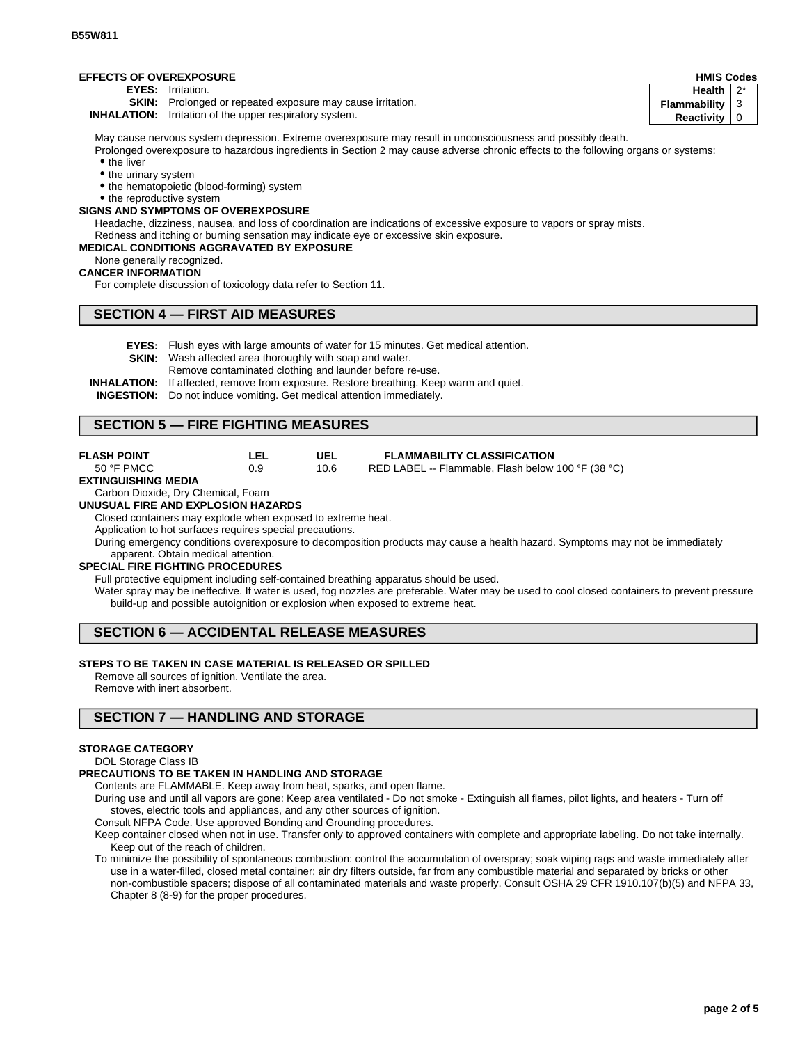**EFFECTS OF OVEREXPOSURE**

| HMIS Codes | |
|---|---|
| Health | 2* |
| Flammability | 3 |
| Reactivity | 0 |

**EYES:** Irritation.

**SKIN:** Prolonged or repeated exposure may cause irritation.

**INHALATION:** Irritation of the upper respiratory system.

May cause nervous system depression. Extreme overexposure may result in unconsciousness and possibly death.

Prolonged overexposure to hazardous ingredients in Section 2 may cause adverse chronic effects to the following organs or systems:

- the liver
- the urinary system
- the hematopoietic (blood-forming) system
- the reproductive system

**SIGNS AND SYMPTOMS OF OVEREXPOSURE**

Headache, dizziness, nausea, and loss of coordination are indications of excessive exposure to vapors or spray mists.

Redness and itching or burning sensation may indicate eye or excessive skin exposure.

**MEDICAL CONDITIONS AGGRAVATED BY EXPOSURE**

None generally recognized.

**CANCER INFORMATION**

For complete discussion of toxicology data refer to Section 11.

## SECTION 4 — FIRST AID MEASURES

**EYES:** Flush eyes with large amounts of water for 15 minutes. Get medical attention.

**SKIN:** Wash affected area thoroughly with soap and water.
Remove contaminated clothing and launder before re-use.

**INHALATION:** If affected, remove from exposure. Restore breathing. Keep warm and quiet.

**INGESTION:** Do not induce vomiting. Get medical attention immediately.

## SECTION 5 — FIRE FIGHTING MEASURES

| FLASH POINT | LEL | UEL | FLAMMABILITY CLASSIFICATION |
|---|---|---|---|
| 50 °F PMCC | 0.9 | 10.6 | RED LABEL -- Flammable, Flash below 100 °F (38 °C) |

**EXTINGUISHING MEDIA**

Carbon Dioxide, Dry Chemical, Foam

**UNUSUAL FIRE AND EXPLOSION HAZARDS**

Closed containers may explode when exposed to extreme heat.

Application to hot surfaces requires special precautions.

During emergency conditions overexposure to decomposition products may cause a health hazard. Symptoms may not be immediately apparent. Obtain medical attention.

**SPECIAL FIRE FIGHTING PROCEDURES**

Full protective equipment including self-contained breathing apparatus should be used.

Water spray may be ineffective. If water is used, fog nozzles are preferable. Water may be used to cool closed containers to prevent pressure build-up and possible autoignition or explosion when exposed to extreme heat.

## SECTION 6 — ACCIDENTAL RELEASE MEASURES

**STEPS TO BE TAKEN IN CASE MATERIAL IS RELEASED OR SPILLED**

Remove all sources of ignition. Ventilate the area.

Remove with inert absorbent.

## SECTION 7 — HANDLING AND STORAGE

**STORAGE CATEGORY**

DOL Storage Class IB

**PRECAUTIONS TO BE TAKEN IN HANDLING AND STORAGE**

Contents are FLAMMABLE. Keep away from heat, sparks, and open flame.

During use and until all vapors are gone: Keep area ventilated - Do not smoke - Extinguish all flames, pilot lights, and heaters - Turn off stoves, electric tools and appliances, and any other sources of ignition.

Consult NFPA Code. Use approved Bonding and Grounding procedures.

Keep container closed when not in use. Transfer only to approved containers with complete and appropriate labeling. Do not take internally. Keep out of the reach of children.

To minimize the possibility of spontaneous combustion: control the accumulation of overspray; soak wiping rags and waste immediately after use in a water-filled, closed metal container; air dry filters outside, far from any combustible material and separated by bricks or other non-combustible spacers; dispose of all contaminated materials and waste properly. Consult OSHA 29 CFR 1910.107(b)(5) and NFPA 33, Chapter 8 (8-9) for the proper procedures.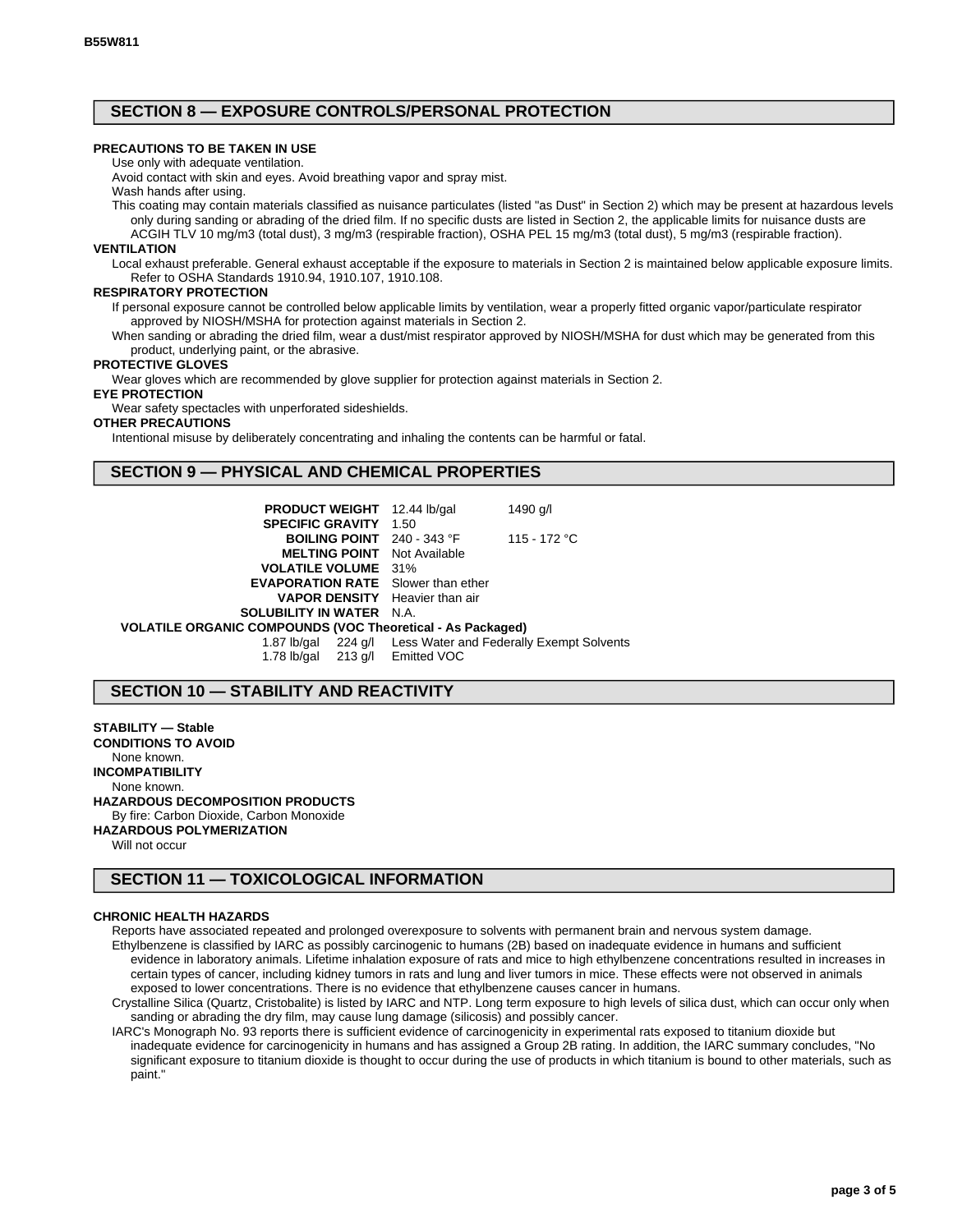## SECTION 8 — EXPOSURE CONTROLS/PERSONAL PROTECTION

**PRECAUTIONS TO BE TAKEN IN USE**

Use only with adequate ventilation.

Avoid contact with skin and eyes. Avoid breathing vapor and spray mist.

Wash hands after using.

This coating may contain materials classified as nuisance particulates (listed "as Dust" in Section 2) which may be present at hazardous levels only during sanding or abrading of the dried film. If no specific dusts are listed in Section 2, the applicable limits for nuisance dusts are ACGIH TLV 10 mg/m3 (total dust), 3 mg/m3 (respirable fraction), OSHA PEL 15 mg/m3 (total dust), 5 mg/m3 (respirable fraction).

**VENTILATION**

Local exhaust preferable. General exhaust acceptable if the exposure to materials in Section 2 is maintained below applicable exposure limits. Refer to OSHA Standards 1910.94, 1910.107, 1910.108.

**RESPIRATORY PROTECTION**

If personal exposure cannot be controlled below applicable limits by ventilation, wear a properly fitted organic vapor/particulate respirator approved by NIOSH/MSHA for protection against materials in Section 2.

When sanding or abrading the dried film, wear a dust/mist respirator approved by NIOSH/MSHA for dust which may be generated from this product, underlying paint, or the abrasive.

**PROTECTIVE GLOVES**

Wear gloves which are recommended by glove supplier for protection against materials in Section 2.

**EYE PROTECTION**

Wear safety spectacles with unperforated sideshields.

**OTHER PRECAUTIONS**

Intentional misuse by deliberately concentrating and inhaling the contents can be harmful or fatal.

## SECTION 9 — PHYSICAL AND CHEMICAL PROPERTIES

| | | |
|---|---|---|
| **PRODUCT WEIGHT** | 12.44 lb/gal | 1490 g/l |
| **SPECIFIC GRAVITY** | 1.50 | |
| **BOILING POINT** | 240 - 343 °F | 115 - 172 °C |
| **MELTING POINT** | Not Available | |
| **VOLATILE VOLUME** | 31% | |
| **EVAPORATION RATE** | Slower than ether | |
| **VAPOR DENSITY** | Heavier than air | |
| **SOLUBILITY IN WATER** | N.A. | |

**VOLATILE ORGANIC COMPOUNDS (VOC Theoretical - As Packaged)**

| | | |
|---|---|---|
| 1.87 lb/gal | 224 g/l | Less Water and Federally Exempt Solvents |
| 1.78 lb/gal | 213 g/l | Emitted VOC |

## SECTION 10 — STABILITY AND REACTIVITY

**STABILITY — Stable**

**CONDITIONS TO AVOID**

None known.

**INCOMPATIBILITY**

None known.

**HAZARDOUS DECOMPOSITION PRODUCTS**

By fire: Carbon Dioxide, Carbon Monoxide

**HAZARDOUS POLYMERIZATION**

Will not occur

## SECTION 11 — TOXICOLOGICAL INFORMATION

**CHRONIC HEALTH HAZARDS**

Reports have associated repeated and prolonged overexposure to solvents with permanent brain and nervous system damage.

Ethylbenzene is classified by IARC as possibly carcinogenic to humans (2B) based on inadequate evidence in humans and sufficient evidence in laboratory animals. Lifetime inhalation exposure of rats and mice to high ethylbenzene concentrations resulted in increases in certain types of cancer, including kidney tumors in rats and lung and liver tumors in mice. These effects were not observed in animals exposed to lower concentrations. There is no evidence that ethylbenzene causes cancer in humans.

Crystalline Silica (Quartz, Cristobalite) is listed by IARC and NTP. Long term exposure to high levels of silica dust, which can occur only when sanding or abrading the dry film, may cause lung damage (silicosis) and possibly cancer.

IARC's Monograph No. 93 reports there is sufficient evidence of carcinogenicity in experimental rats exposed to titanium dioxide but inadequate evidence for carcinogenicity in humans and has assigned a Group 2B rating. In addition, the IARC summary concludes, "No significant exposure to titanium dioxide is thought to occur during the use of products in which titanium is bound to other materials, such as paint."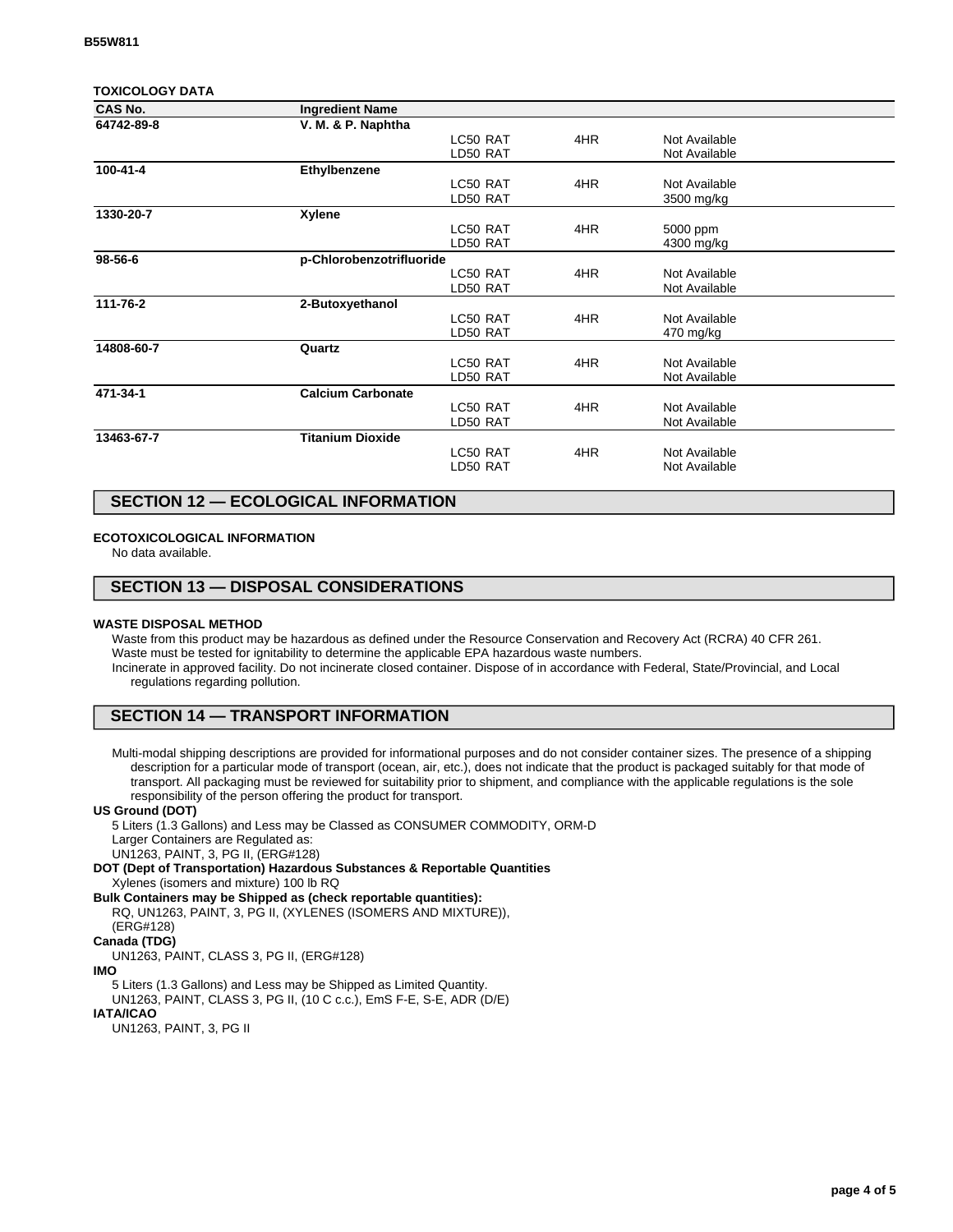B55W811

**TOXICOLOGY DATA**

| CAS No. | Ingredient Name | | | |
|---|---|---|---|---|
| 64742-89-8 | V. M. & P. Naphtha | | | |
| | | LC50 RAT | 4HR | Not Available |
| | | LD50 RAT | | Not Available |
| 100-41-4 | Ethylbenzene | | | |
| | | LC50 RAT | 4HR | Not Available |
| | | LD50 RAT | | 3500 mg/kg |
| 1330-20-7 | Xylene | | | |
| | | LC50 RAT | 4HR | 5000 ppm |
| | | LD50 RAT | | 4300 mg/kg |
| 98-56-6 | p-Chlorobenzotrifluoride | | | |
| | | LC50 RAT | 4HR | Not Available |
| | | LD50 RAT | | Not Available |
| 111-76-2 | 2-Butoxyethanol | | | |
| | | LC50 RAT | 4HR | Not Available |
| | | LD50 RAT | | 470 mg/kg |
| 14808-60-7 | Quartz | | | |
| | | LC50 RAT | 4HR | Not Available |
| | | LD50 RAT | | Not Available |
| 471-34-1 | Calcium Carbonate | | | |
| | | LC50 RAT | 4HR | Not Available |
| | | LD50 RAT | | Not Available |
| 13463-67-7 | Titanium Dioxide | | | |
| | | LC50 RAT | 4HR | Not Available |
| | | LD50 RAT | | Not Available |

## SECTION 12 — ECOLOGICAL INFORMATION

**ECOTOXICOLOGICAL INFORMATION**

No data available.

## SECTION 13 — DISPOSAL CONSIDERATIONS

**WASTE DISPOSAL METHOD**

Waste from this product may be hazardous as defined under the Resource Conservation and Recovery Act (RCRA) 40 CFR 261.
Waste must be tested for ignitability to determine the applicable EPA hazardous waste numbers.
Incinerate in approved facility. Do not incinerate closed container. Dispose of in accordance with Federal, State/Provincial, and Local regulations regarding pollution.

## SECTION 14 — TRANSPORT INFORMATION

Multi-modal shipping descriptions are provided for informational purposes and do not consider container sizes. The presence of a shipping description for a particular mode of transport (ocean, air, etc.), does not indicate that the product is packaged suitably for that mode of transport. All packaging must be reviewed for suitability prior to shipment, and compliance with the applicable regulations is the sole responsibility of the person offering the product for transport.

**US Ground (DOT)**

5 Liters (1.3 Gallons) and Less may be Classed as CONSUMER COMMODITY, ORM-D
Larger Containers are Regulated as:
UN1263, PAINT, 3, PG II, (ERG#128)

**DOT (Dept of Transportation) Hazardous Substances & Reportable Quantities**

Xylenes (isomers and mixture) 100 lb RQ

**Bulk Containers may be Shipped as (check reportable quantities):**

RQ, UN1263, PAINT, 3, PG II, (XYLENES (ISOMERS AND MIXTURE)), (ERG#128)

**Canada (TDG)**

UN1263, PAINT, CLASS 3, PG II, (ERG#128)

**IMO**

5 Liters (1.3 Gallons) and Less may be Shipped as Limited Quantity.
UN1263, PAINT, CLASS 3, PG II, (10 C c.c.), EmS F-E, S-E, ADR (D/E)

**IATA/ICAO**

UN1263, PAINT, 3, PG II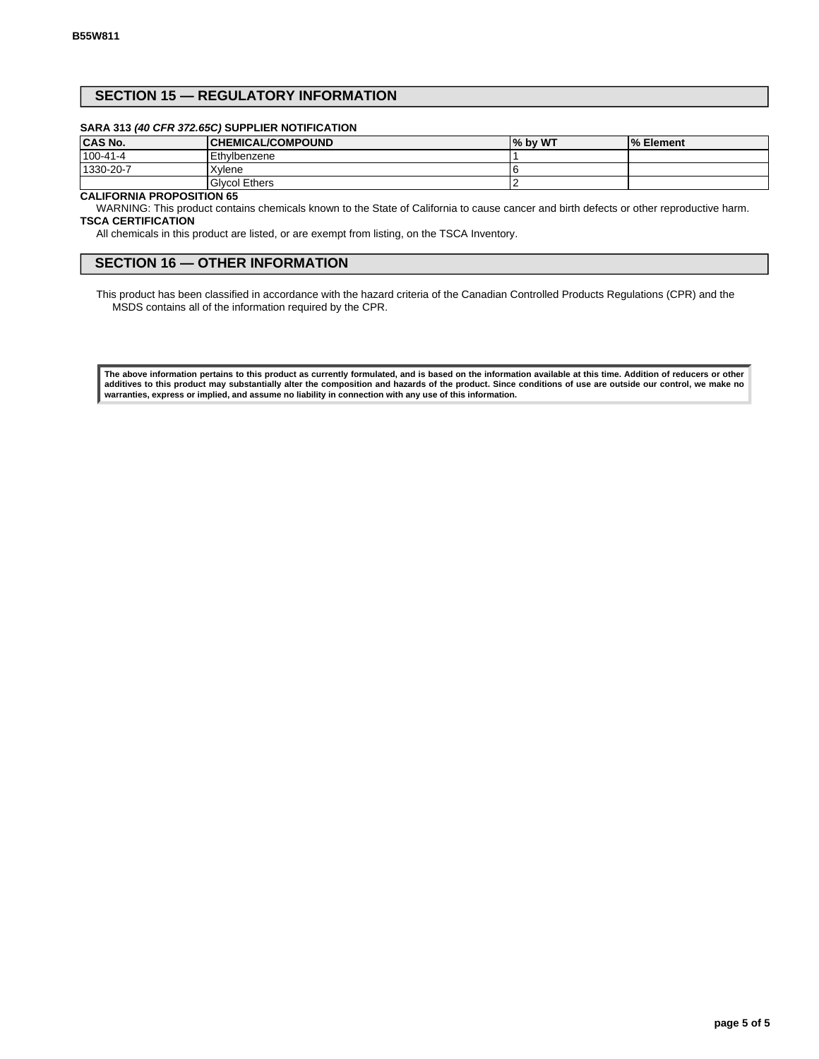## SECTION 15 — REGULATORY INFORMATION

**SARA 313 *(40 CFR 372.65C)* SUPPLIER NOTIFICATION**

| CAS No. | CHEMICAL/COMPOUND | % by WT | % Element |
|---|---|---|---|
| 100-41-4 | Ethylbenzene | 1 | |
| 1330-20-7 | Xylene | 6 | |
| | Glycol Ethers | 2 | |

**CALIFORNIA PROPOSITION 65**

WARNING: This product contains chemicals known to the State of California to cause cancer and birth defects or other reproductive harm.

**TSCA CERTIFICATION**

All chemicals in this product are listed, or are exempt from listing, on the TSCA Inventory.

## SECTION 16 — OTHER INFORMATION

This product has been classified in accordance with the hazard criteria of the Canadian Controlled Products Regulations (CPR) and the MSDS contains all of the information required by the CPR.

**The above information pertains to this product as currently formulated, and is based on the information available at this time. Addition of reducers or other additives to this product may substantially alter the composition and hazards of the product. Since conditions of use are outside our control, we make no warranties, express or implied, and assume no liability in connection with any use of this information.**